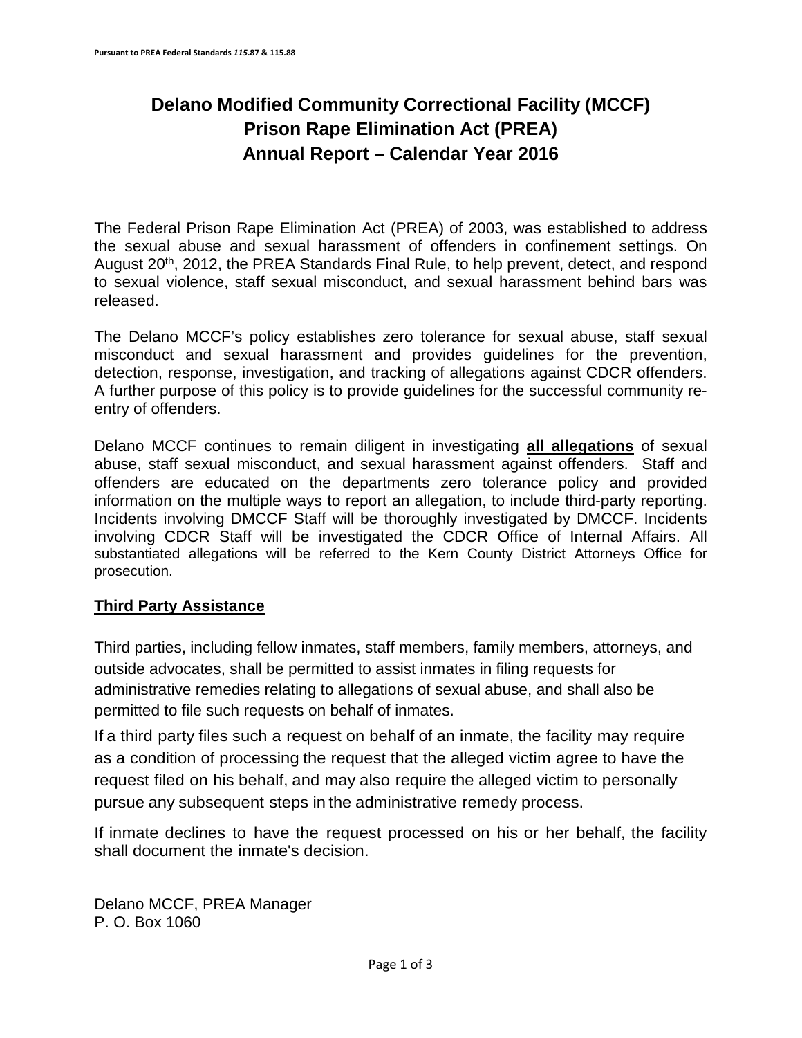Pursuant to PREA Federal Standards *115*.87 & 115.88

# Delano Modified Community Correctional Facility (MCCF)
# Prison Rape Elimination Act (PREA)
# Annual Report – Calendar Year 2016

The Federal Prison Rape Elimination Act (PREA) of 2003, was established to address the sexual abuse and sexual harassment of offenders in confinement settings. On August 20th, 2012, the PREA Standards Final Rule, to help prevent, detect, and respond to sexual violence, staff sexual misconduct, and sexual harassment behind bars was released.

The Delano MCCF's policy establishes zero tolerance for sexual abuse, staff sexual misconduct and sexual harassment and provides guidelines for the prevention, detection, response, investigation, and tracking of allegations against CDCR offenders. A further purpose of this policy is to provide guidelines for the successful community re-entry of offenders.

Delano MCCF continues to remain diligent in investigating **all allegations** of sexual abuse, staff sexual misconduct, and sexual harassment against offenders. Staff and offenders are educated on the departments zero tolerance policy and provided information on the multiple ways to report an allegation, to include third-party reporting. Incidents involving DMCCF Staff will be thoroughly investigated by DMCCF. Incidents involving CDCR Staff will be investigated the CDCR Office of Internal Affairs. All substantiated allegations will be referred to the Kern County District Attorneys Office for prosecution.

## Third Party Assistance

Third parties, including fellow inmates, staff members, family members, attorneys, and outside advocates, shall be permitted to assist inmates in filing requests for administrative remedies relating to allegations of sexual abuse, and shall also be permitted to file such requests on behalf of inmates.

If a third party files such a request on behalf of an inmate, the facility may require as a condition of processing the request that the alleged victim agree to have the request filed on his behalf, and may also require the alleged victim to personally pursue any subsequent steps in the administrative remedy process.

If inmate declines to have the request processed on his or her behalf, the facility shall document the inmate's decision.

Delano MCCF, PREA Manager
P. O. Box 1060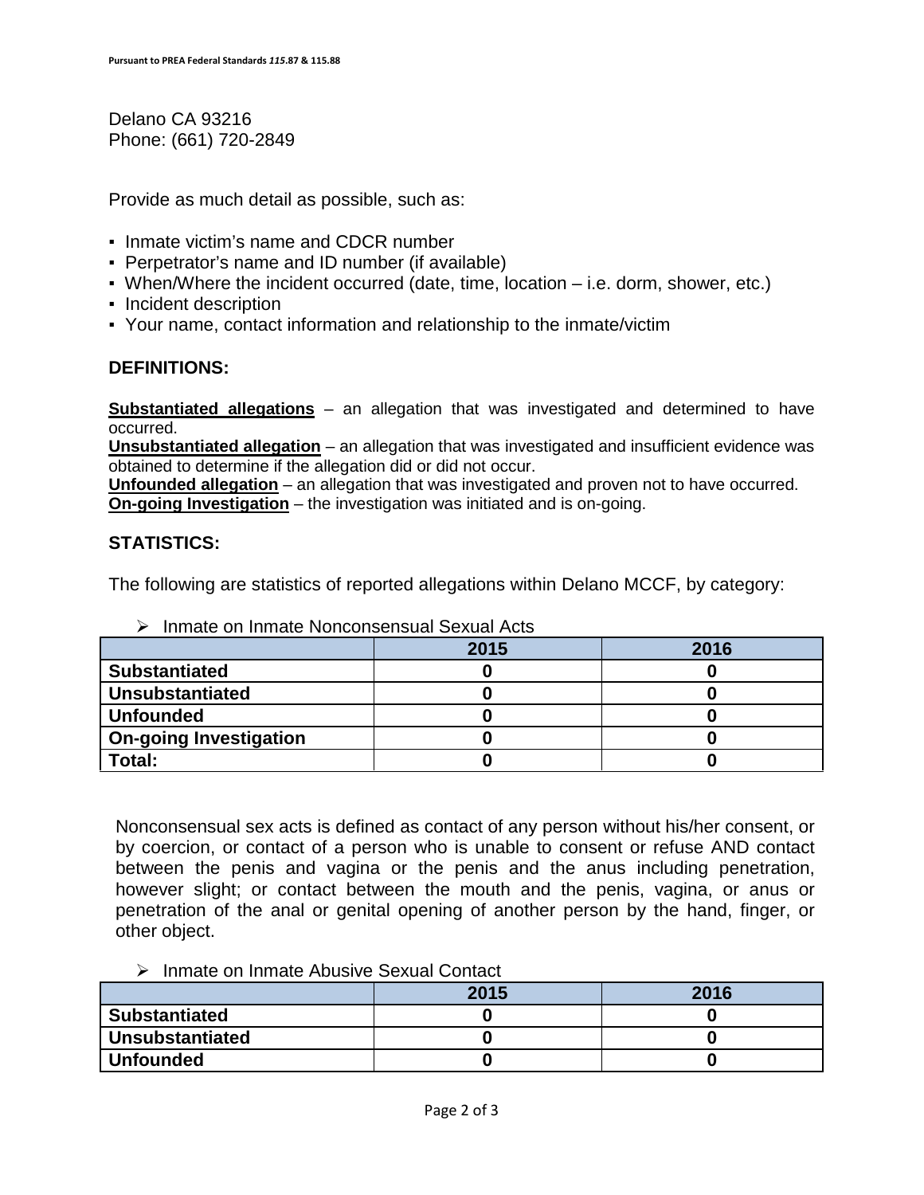Delano CA 93216
Phone: (661) 720-2849

Provide as much detail as possible, such as:

- Inmate victim's name and CDCR number
- Perpetrator's name and ID number (if available)
- When/Where the incident occurred (date, time, location – i.e. dorm, shower, etc.)
- Incident description
- Your name, contact information and relationship to the inmate/victim

## DEFINITIONS:

**Substantiated allegations** – an allegation that was investigated and determined to have occurred.
**Unsubstantiated allegation** – an allegation that was investigated and insufficient evidence was obtained to determine if the allegation did or did not occur.
**Unfounded allegation** – an allegation that was investigated and proven not to have occurred.
**On-going Investigation** – the investigation was initiated and is on-going.

## STATISTICS:

The following are statistics of reported allegations within Delano MCCF, by category:

- Inmate on Inmate Nonconsensual Sexual Acts

| | 2015 | 2016 |
|---|---|---|
| **Substantiated** | **0** | **0** |
| **Unsubstantiated** | **0** | **0** |
| **Unfounded** | **0** | **0** |
| **On-going Investigation** | **0** | **0** |
| **Total:** | **0** | **0** |

Nonconsensual sex acts is defined as contact of any person without his/her consent, or by coercion, or contact of a person who is unable to consent or refuse AND contact between the penis and vagina or the penis and the anus including penetration, however slight; or contact between the mouth and the penis, vagina, or anus or penetration of the anal or genital opening of another person by the hand, finger, or other object.

- Inmate on Inmate Abusive Sexual Contact

| | 2015 | 2016 |
|---|---|---|
| **Substantiated** | **0** | **0** |
| **Unsubstantiated** | **0** | **0** |
| **Unfounded** | **0** | **0** |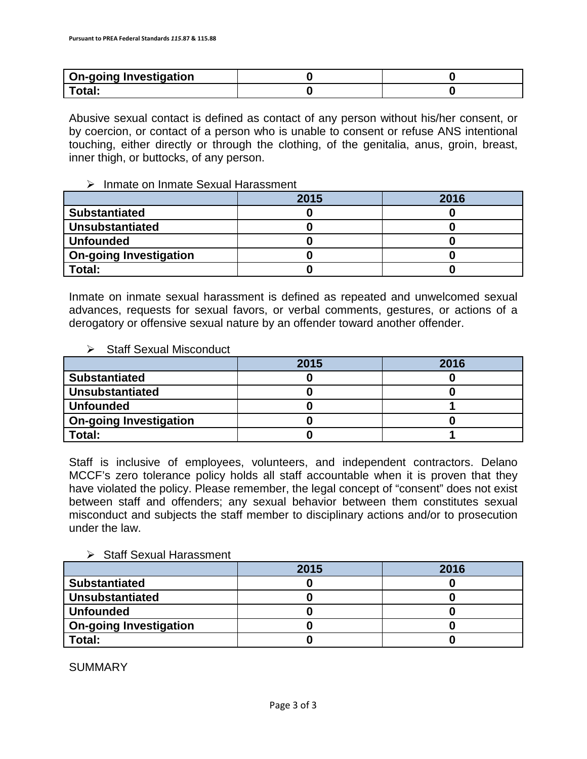| | | |
|---|---|---|
| **On-going Investigation** | **0** | **0** |
| **Total:** | **0** | **0** |

Abusive sexual contact is defined as contact of any person without his/her consent, or by coercion, or contact of a person who is unable to consent or refuse ANS intentional touching, either directly or through the clothing, of the genitalia, anus, groin, breast, inner thigh, or buttocks, of any person.

- Inmate on Inmate Sexual Harassment

| | 2015 | 2016 |
|---|---|---|
| **Substantiated** | **0** | **0** |
| **Unsubstantiated** | **0** | **0** |
| **Unfounded** | **0** | **0** |
| **On-going Investigation** | **0** | **0** |
| **Total:** | **0** | **0** |

Inmate on inmate sexual harassment is defined as repeated and unwelcomed sexual advances, requests for sexual favors, or verbal comments, gestures, or actions of a derogatory or offensive sexual nature by an offender toward another offender.

- Staff Sexual Misconduct

| | 2015 | 2016 |
|---|---|---|
| **Substantiated** | **0** | **0** |
| **Unsubstantiated** | **0** | **0** |
| **Unfounded** | **0** | **1** |
| **On-going Investigation** | **0** | **0** |
| **Total:** | **0** | **1** |

Staff is inclusive of employees, volunteers, and independent contractors. Delano MCCF's zero tolerance policy holds all staff accountable when it is proven that they have violated the policy. Please remember, the legal concept of "consent" does not exist between staff and offenders; any sexual behavior between them constitutes sexual misconduct and subjects the staff member to disciplinary actions and/or to prosecution under the law.

- Staff Sexual Harassment

| | 2015 | 2016 |
|---|---|---|
| **Substantiated** | **0** | **0** |
| **Unsubstantiated** | **0** | **0** |
| **Unfounded** | **0** | **0** |
| **On-going Investigation** | **0** | **0** |
| **Total:** | **0** | **0** |

SUMMARY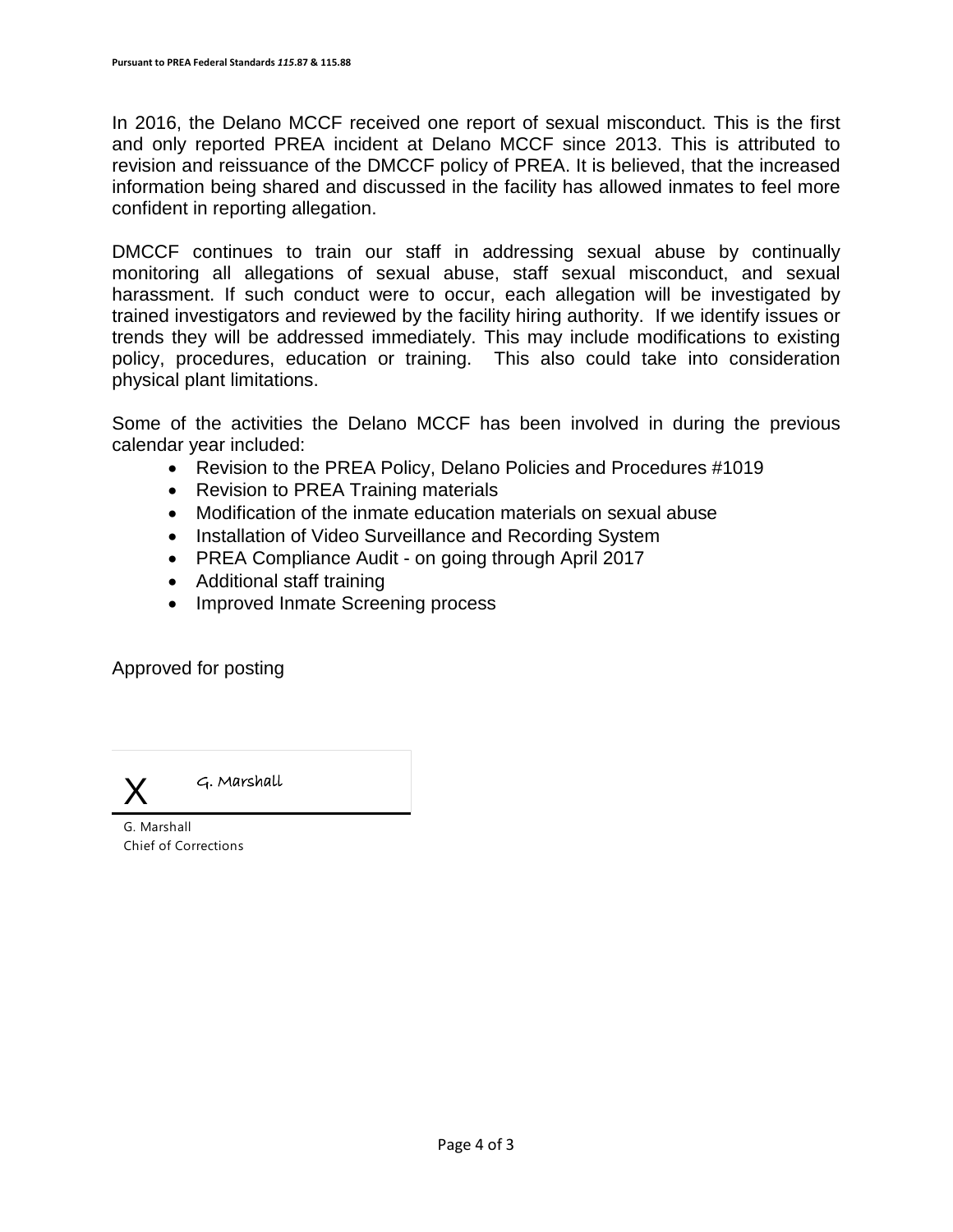In 2016, the Delano MCCF received one report of sexual misconduct. This is the first and only reported PREA incident at Delano MCCF since 2013. This is attributed to revision and reissuance of the DMCCF policy of PREA. It is believed, that the increased information being shared and discussed in the facility has allowed inmates to feel more confident in reporting allegation.

DMCCF continues to train our staff in addressing sexual abuse by continually monitoring all allegations of sexual abuse, staff sexual misconduct, and sexual harassment. If such conduct were to occur, each allegation will be investigated by trained investigators and reviewed by the facility hiring authority. If we identify issues or trends they will be addressed immediately. This may include modifications to existing policy, procedures, education or training. This also could take into consideration physical plant limitations.

Some of the activities the Delano MCCF has been involved in during the previous calendar year included:

- Revision to the PREA Policy, Delano Policies and Procedures #1019
- Revision to PREA Training materials
- Modification of the inmate education materials on sexual abuse
- Installation of Video Surveillance and Recording System
- PREA Compliance Audit - on going through April 2017
- Additional staff training
- Improved Inmate Screening process

Approved for posting

X G. Marshall

G. Marshall
Chief of Corrections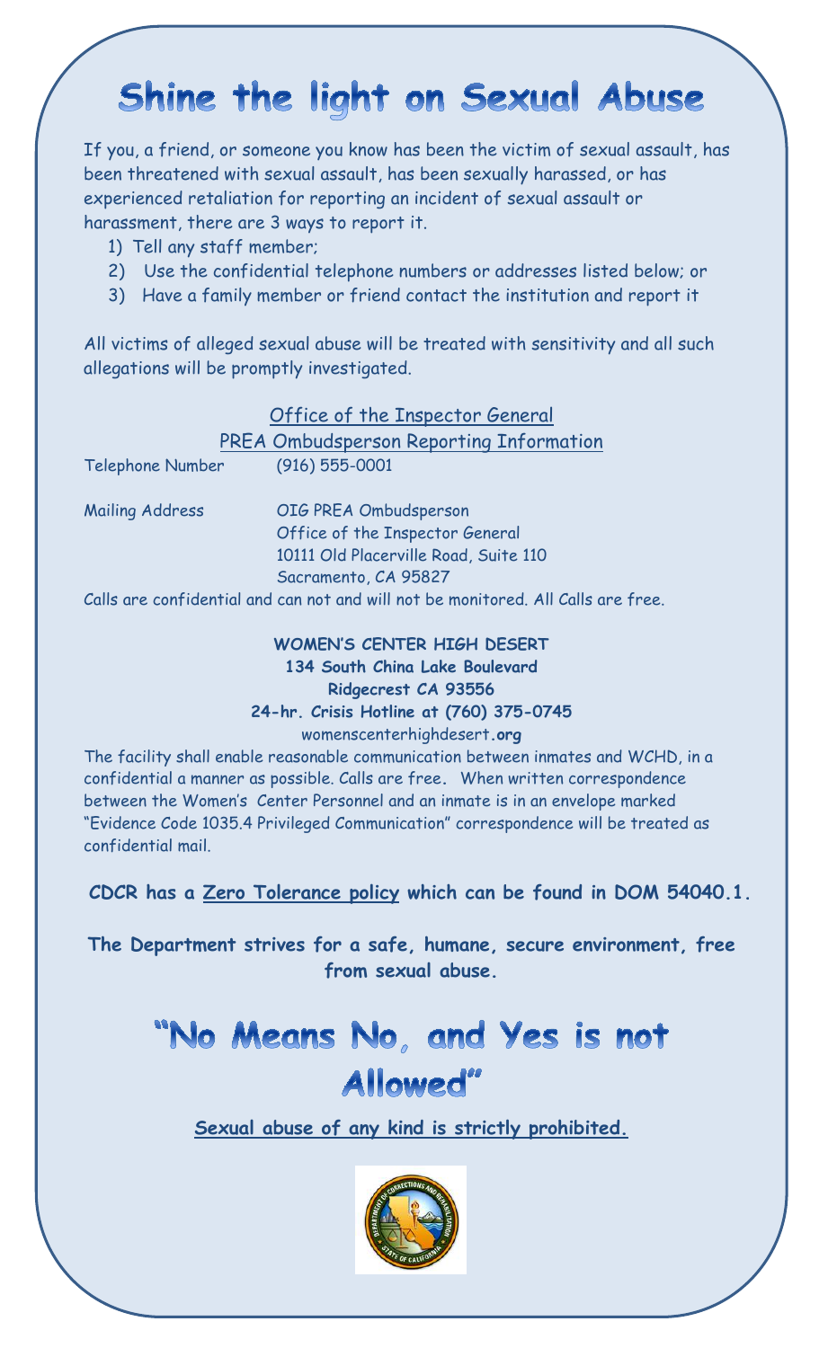# Shine the light on Sexual Abuse

If you, a friend, or someone you know has been the victim of sexual assault, has been threatened with sexual assault, has been sexually harassed, or has experienced retaliation for reporting an incident of sexual assault or harassment, there are 3 ways to report it.

1) Tell any staff member;
2) Use the confidential telephone numbers or addresses listed below; or
3) Have a family member or friend contact the institution and report it

All victims of alleged sexual abuse will be treated with sensitivity and all such allegations will be promptly investigated.

Office of the Inspector General

PREA Ombudsperson Reporting Information

Telephone Number (916) 555-0001

Mailing Address OIG PREA Ombudsperson
Office of the Inspector General
10111 Old Placerville Road, Suite 110
Sacramento, CA 95827

Calls are confidential and can not and will not be monitored. All Calls are free.

**WOMEN'S CENTER HIGH DESERT**
**134 South China Lake Boulevard**
**Ridgecrest CA 93556**
**24-hr. Crisis Hotline at (760) 375-0745**
womenscenterhighdesert**.org**

The facility shall enable reasonable communication between inmates and WCHD, in a confidential a manner as possible. Calls are free**.** When written correspondence between the Women's Center Personnel and an inmate is in an envelope marked "Evidence Code 1035.4 Privileged Communication" correspondence will be treated as confidential mail.

**CDCR has a Zero Tolerance policy which can be found in DOM 54040.1.**

**The Department strives for a safe, humane, secure environment, free from sexual abuse.**

# "No Means No, and Yes is not Allowed"

**Sexual abuse of any kind is strictly prohibited.**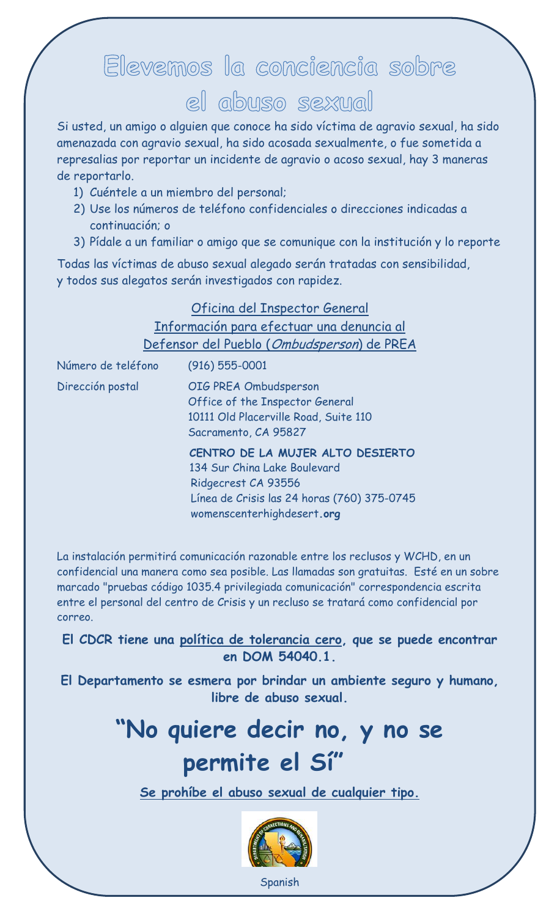# Elevemos la conciencia sobre el abuso sexual

Si usted, un amigo o alguien que conoce ha sido víctima de agravio sexual, ha sido amenazada con agravio sexual, ha sido acosada sexualmente, o fue sometida a represalias por reportar un incidente de agravio o acoso sexual, hay 3 maneras de reportarlo.

1) Cuéntele a un miembro del personal;
2) Use los números de teléfono confidenciales o direcciones indicadas a continuación; o
3) Pídale a un familiar o amigo que se comunique con la institución y lo reporte

Todas las víctimas de abuso sexual alegado serán tratadas con sensibilidad, y todos sus alegatos serán investigados con rapidez.

<u>Oficina del Inspector General</u>
<u>Información para efectuar una denuncia al</u>
<u>Defensor del Pueblo (*Ombudsperson*) de PREA</u>

| | |
|---|---|
| Número de teléfono | (916) 555-0001 |
| Dirección postal | OIG PREA Ombudsperson<br>Office of the Inspector General<br>10111 Old Placerville Road, Suite 110<br>Sacramento, CA 95827 |

**CENTRO DE LA MUJER ALTO DESIERTO**
134 Sur China Lake Boulevard
Ridgecrest CA 93556
Línea de Crisis las 24 horas (760) 375-0745
womenscenterhighdesert.**org**

La instalación permitirá comunicación razonable entre los reclusos y WCHD, en un confidencial una manera como sea posible. Las llamadas son gratuitas. Esté en un sobre marcado "pruebas código 1035.4 privilegiada comunicación" correspondencia escrita entre el personal del centro de Crisis y un recluso se tratará como confidencial por correo.

**El CDCR tiene una <u>política de tolerancia cero</u>, que se puede encontrar en DOM 54040.1.**

**El Departamento se esmera por brindar un ambiente seguro y humano, libre de abuso sexual.**

## "No quiere decir no, y no se permite el Sí"

**<u>Se prohíbe el abuso sexual de cualquier tipo.</u>**

Spanish